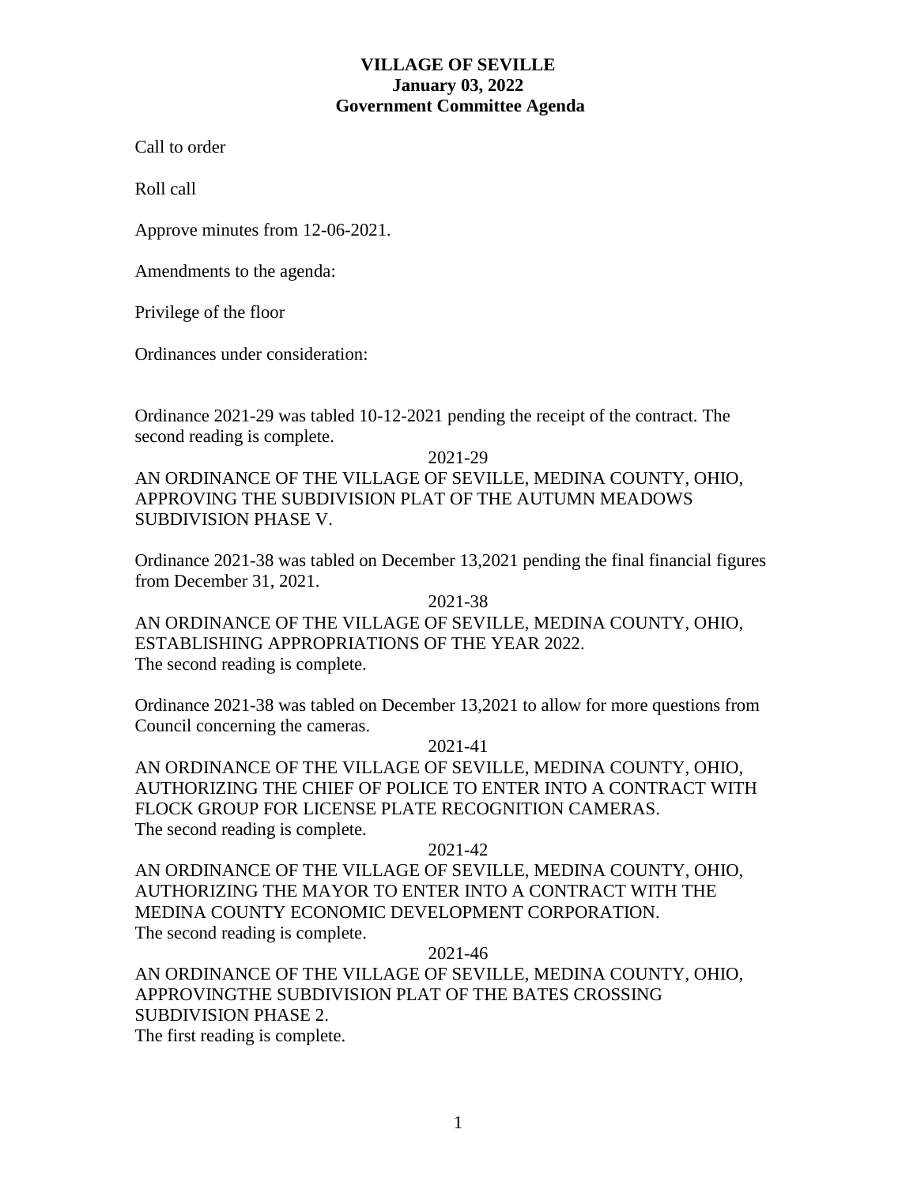# VILLAGE OF SEVILLE
## January 03, 2022
## Government Committee Agenda

Call to order

Roll call

Approve minutes from 12-06-2021.

Amendments to the agenda:

Privilege of the floor

Ordinances under consideration:

Ordinance 2021-29 was tabled 10-12-2021 pending the receipt of the contract. The second reading is complete.

2021-29

AN ORDINANCE OF THE VILLAGE OF SEVILLE, MEDINA COUNTY, OHIO, APPROVING THE SUBDIVISION PLAT OF THE AUTUMN MEADOWS SUBDIVISION PHASE V.

Ordinance 2021-38 was tabled on December 13,2021 pending the final financial figures from December 31, 2021.

2021-38

AN ORDINANCE OF THE VILLAGE OF SEVILLE, MEDINA COUNTY, OHIO, ESTABLISHING APPROPRIATIONS OF THE YEAR 2022.
The second reading is complete.

Ordinance 2021-38 was tabled on December 13,2021 to allow for more questions from Council concerning the cameras.

2021-41

AN ORDINANCE OF THE VILLAGE OF SEVILLE, MEDINA COUNTY, OHIO, AUTHORIZING THE CHIEF OF POLICE TO ENTER INTO A CONTRACT WITH FLOCK GROUP FOR LICENSE PLATE RECOGNITION CAMERAS.
The second reading is complete.

2021-42

AN ORDINANCE OF THE VILLAGE OF SEVILLE, MEDINA COUNTY, OHIO, AUTHORIZING THE MAYOR TO ENTER INTO A CONTRACT WITH THE MEDINA COUNTY ECONOMIC DEVELOPMENT CORPORATION.
The second reading is complete.

2021-46

AN ORDINANCE OF THE VILLAGE OF SEVILLE, MEDINA COUNTY, OHIO, APPROVINGTHE SUBDIVISION PLAT OF THE BATES CROSSING SUBDIVISION PHASE 2.
The first reading is complete.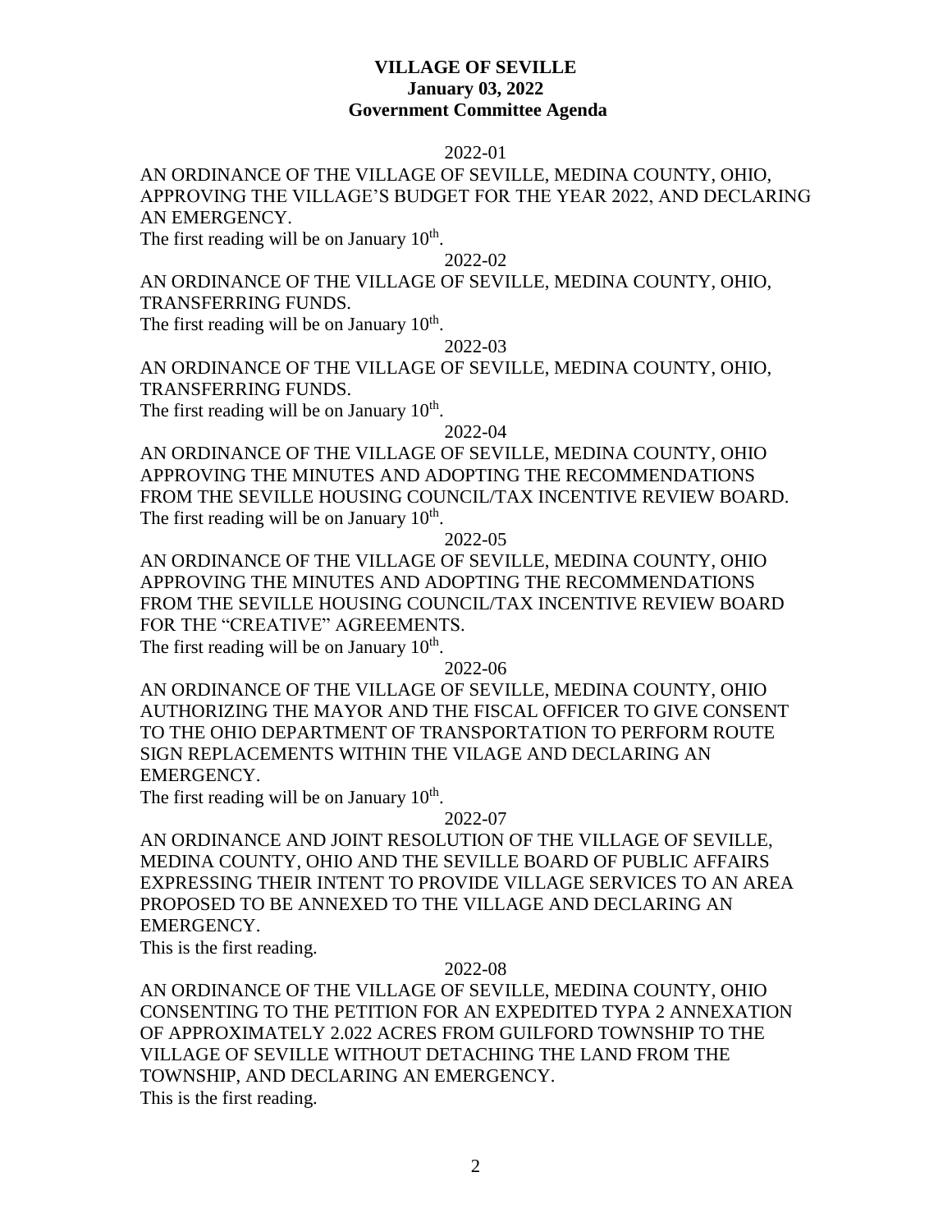**VILLAGE OF SEVILLE**
**January 03, 2022**
**Government Committee Agenda**

2022-01

AN ORDINANCE OF THE VILLAGE OF SEVILLE, MEDINA COUNTY, OHIO, APPROVING THE VILLAGE'S BUDGET FOR THE YEAR 2022, AND DECLARING AN EMERGENCY.

The first reading will be on January 10th.

2022-02

AN ORDINANCE OF THE VILLAGE OF SEVILLE, MEDINA COUNTY, OHIO, TRANSFERRING FUNDS.

The first reading will be on January 10th.

2022-03

AN ORDINANCE OF THE VILLAGE OF SEVILLE, MEDINA COUNTY, OHIO, TRANSFERRING FUNDS.

The first reading will be on January 10th.

2022-04

AN ORDINANCE OF THE VILLAGE OF SEVILLE, MEDINA COUNTY, OHIO APPROVING THE MINUTES AND ADOPTING THE RECOMMENDATIONS FROM THE SEVILLE HOUSING COUNCIL/TAX INCENTIVE REVIEW BOARD.

The first reading will be on January 10th.

2022-05

AN ORDINANCE OF THE VILLAGE OF SEVILLE, MEDINA COUNTY, OHIO APPROVING THE MINUTES AND ADOPTING THE RECOMMENDATIONS FROM THE SEVILLE HOUSING COUNCIL/TAX INCENTIVE REVIEW BOARD FOR THE "CREATIVE" AGREEMENTS.

The first reading will be on January 10th.

2022-06

AN ORDINANCE OF THE VILLAGE OF SEVILLE, MEDINA COUNTY, OHIO AUTHORIZING THE MAYOR AND THE FISCAL OFFICER TO GIVE CONSENT TO THE OHIO DEPARTMENT OF TRANSPORTATION TO PERFORM ROUTE SIGN REPLACEMENTS WITHIN THE VILAGE AND DECLARING AN EMERGENCY.

The first reading will be on January 10th.

2022-07

AN ORDINANCE AND JOINT RESOLUTION OF THE VILLAGE OF SEVILLE, MEDINA COUNTY, OHIO AND THE SEVILLE BOARD OF PUBLIC AFFAIRS EXPRESSING THEIR INTENT TO PROVIDE VILLAGE SERVICES TO AN AREA PROPOSED TO BE ANNEXED TO THE VILLAGE AND DECLARING AN EMERGENCY.

This is the first reading.

2022-08

AN ORDINANCE OF THE VILLAGE OF SEVILLE, MEDINA COUNTY, OHIO CONSENTING TO THE PETITION FOR AN EXPEDITED TYPA 2 ANNEXATION OF APPROXIMATELY 2.022 ACRES FROM GUILFORD TOWNSHIP TO THE VILLAGE OF SEVILLE WITHOUT DETACHING THE LAND FROM THE TOWNSHIP, AND DECLARING AN EMERGENCY.

This is the first reading.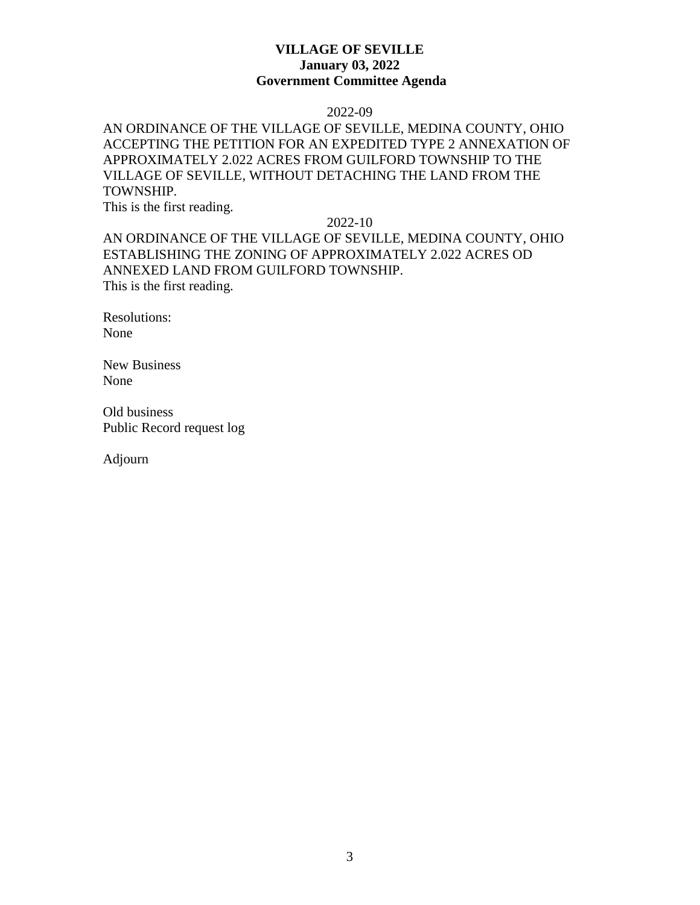**VILLAGE OF SEVILLE**
**January 03, 2022**
**Government Committee Agenda**

2022-09

AN ORDINANCE OF THE VILLAGE OF SEVILLE, MEDINA COUNTY, OHIO ACCEPTING THE PETITION FOR AN EXPEDITED TYPE 2 ANNEXATION OF APPROXIMATELY 2.022 ACRES FROM GUILFORD TOWNSHIP TO THE VILLAGE OF SEVILLE, WITHOUT DETACHING THE LAND FROM THE TOWNSHIP.
This is the first reading.

2022-10

AN ORDINANCE OF THE VILLAGE OF SEVILLE, MEDINA COUNTY, OHIO ESTABLISHING THE ZONING OF APPROXIMATELY 2.022 ACRES OD ANNEXED LAND FROM GUILFORD TOWNSHIP.
This is the first reading.

Resolutions:
None

New Business
None

Old business
Public Record request log

Adjourn